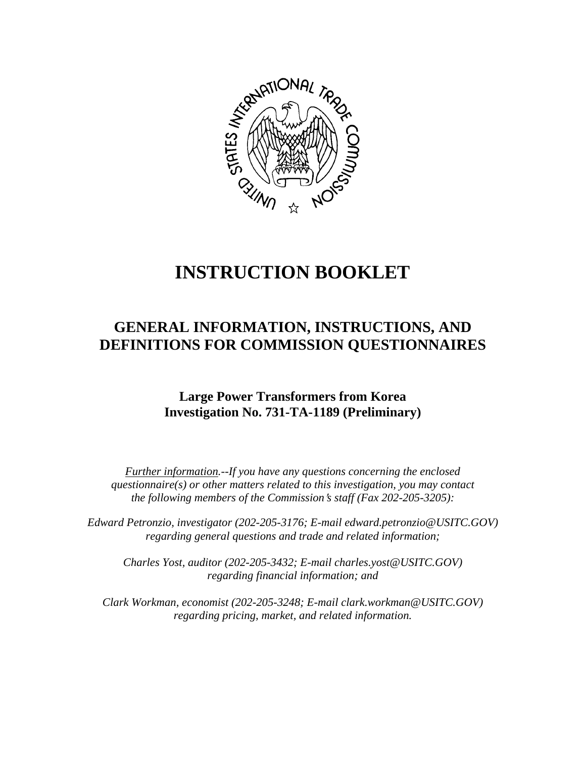# INSTRUCTION BOOKLET

## GENERAL INFORMATION, INSTRUCTIONS, AND DEFINITIONS FOR COMMISSION QUESTIONNAIRES

### Large Power Transformers from Korea
### Investigation No. 731-TA-1189 (Preliminary)

*Further information.--If you have any questions concerning the enclosed questionnaire(s) or other matters related to this investigation, you may contact the following members of the Commission's staff (Fax 202-205-3205):*

*Edward Petronzio, investigator (202-205-3176; E-mail edward.petronzio@USITC.GOV) regarding general questions and trade and related information;*

*Charles Yost, auditor (202-205-3432; E-mail charles.yost@USITC.GOV) regarding financial information; and*

*Clark Workman, economist (202-205-3248; E-mail clark.workman@USITC.GOV) regarding pricing, market, and related information.*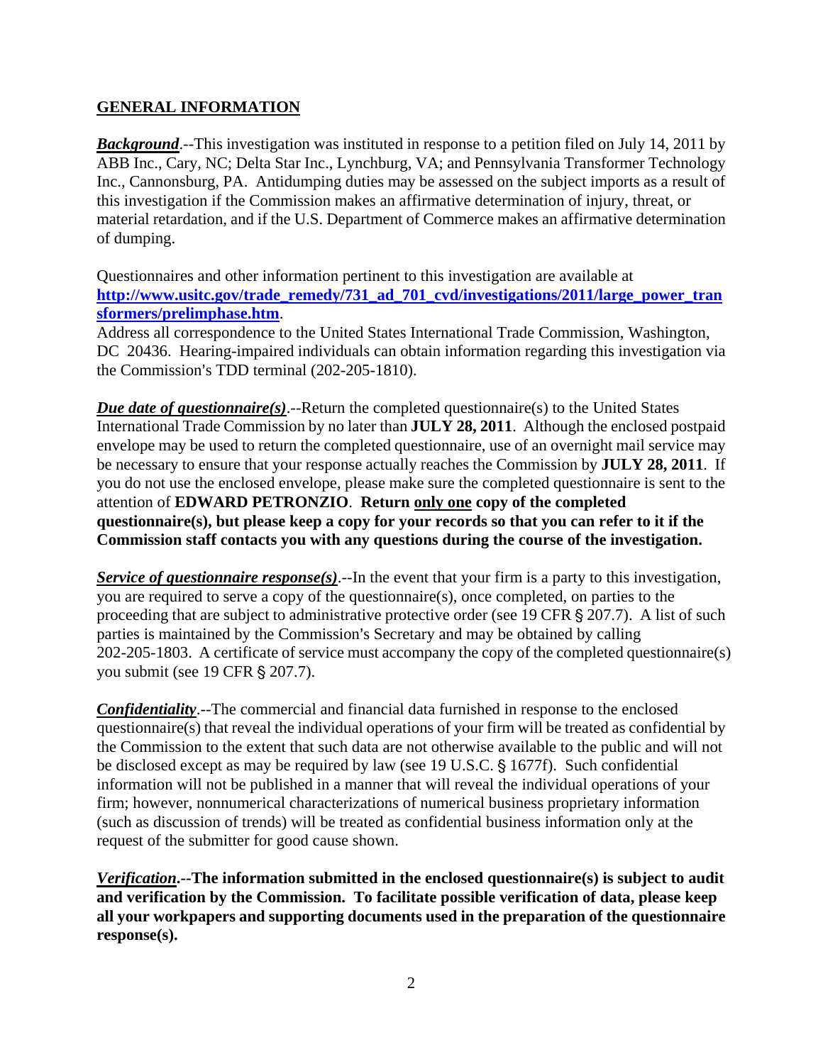## GENERAL INFORMATION

***Background***.--This investigation was instituted in response to a petition filed on July 14, 2011 by ABB Inc., Cary, NC; Delta Star Inc., Lynchburg, VA; and Pennsylvania Transformer Technology Inc., Cannonsburg, PA. Antidumping duties may be assessed on the subject imports as a result of this investigation if the Commission makes an affirmative determination of injury, threat, or material retardation, and if the U.S. Department of Commerce makes an affirmative determination of dumping.

Questionnaires and other information pertinent to this investigation are available at **http://www.usitc.gov/trade_remedy/731_ad_701_cvd/investigations/2011/large_power_transformers/prelimphase.htm**.

Address all correspondence to the United States International Trade Commission, Washington, DC 20436. Hearing-impaired individuals can obtain information regarding this investigation via the Commission's TDD terminal (202-205-1810).

***Due date of questionnaire(s)***.--Return the completed questionnaire(s) to the United States International Trade Commission by no later than **JULY 28, 2011**. Although the enclosed postpaid envelope may be used to return the completed questionnaire, use of an overnight mail service may be necessary to ensure that your response actually reaches the Commission by **JULY 28, 2011**. If you do not use the enclosed envelope, please make sure the completed questionnaire is sent to the attention of **EDWARD PETRONZIO**. **Return only one copy of the completed questionnaire(s), but please keep a copy for your records so that you can refer to it if the Commission staff contacts you with any questions during the course of the investigation.**

***Service of questionnaire response(s)***.--In the event that your firm is a party to this investigation, you are required to serve a copy of the questionnaire(s), once completed, on parties to the proceeding that are subject to administrative protective order (see 19 CFR § 207.7). A list of such parties is maintained by the Commission's Secretary and may be obtained by calling 202-205-1803. A certificate of service must accompany the copy of the completed questionnaire(s) you submit (see 19 CFR § 207.7).

***Confidentiality***.--The commercial and financial data furnished in response to the enclosed questionnaire(s) that reveal the individual operations of your firm will be treated as confidential by the Commission to the extent that such data are not otherwise available to the public and will not be disclosed except as may be required by law (see 19 U.S.C. § 1677f). Such confidential information will not be published in a manner that will reveal the individual operations of your firm; however, nonnumerical characterizations of numerical business proprietary information (such as discussion of trends) will be treated as confidential business information only at the request of the submitter for good cause shown.

***Verification*.--The information submitted in the enclosed questionnaire(s) is subject to audit and verification by the Commission. To facilitate possible verification of data, please keep all your workpapers and supporting documents used in the preparation of the questionnaire response(s).**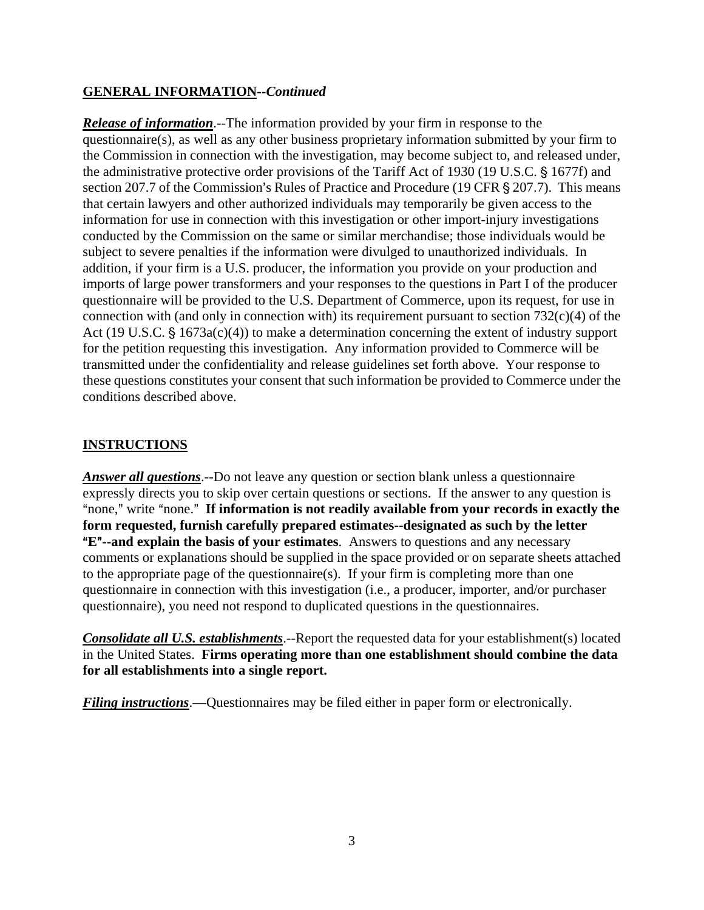**GENERAL INFORMATION--*Continued***

***Release of information***.--The information provided by your firm in response to the questionnaire(s), as well as any other business proprietary information submitted by your firm to the Commission in connection with the investigation, may become subject to, and released under, the administrative protective order provisions of the Tariff Act of 1930 (19 U.S.C. § 1677f) and section 207.7 of the Commission's Rules of Practice and Procedure (19 CFR § 207.7). This means that certain lawyers and other authorized individuals may temporarily be given access to the information for use in connection with this investigation or other import-injury investigations conducted by the Commission on the same or similar merchandise; those individuals would be subject to severe penalties if the information were divulged to unauthorized individuals. In addition, if your firm is a U.S. producer, the information you provide on your production and imports of large power transformers and your responses to the questions in Part I of the producer questionnaire will be provided to the U.S. Department of Commerce, upon its request, for use in connection with (and only in connection with) its requirement pursuant to section 732(c)(4) of the Act (19 U.S.C. § 1673a(c)(4)) to make a determination concerning the extent of industry support for the petition requesting this investigation. Any information provided to Commerce will be transmitted under the confidentiality and release guidelines set forth above. Your response to these questions constitutes your consent that such information be provided to Commerce under the conditions described above.

**INSTRUCTIONS**

***Answer all questions***.--Do not leave any question or section blank unless a questionnaire expressly directs you to skip over certain questions or sections. If the answer to any question is "none," write "none." **If information is not readily available from your records in exactly the form requested, furnish carefully prepared estimates--designated as such by the letter "E"--and explain the basis of your estimates**. Answers to questions and any necessary comments or explanations should be supplied in the space provided or on separate sheets attached to the appropriate page of the questionnaire(s). If your firm is completing more than one questionnaire in connection with this investigation (i.e., a producer, importer, and/or purchaser questionnaire), you need not respond to duplicated questions in the questionnaires.

***Consolidate all U.S. establishments***.--Report the requested data for your establishment(s) located in the United States. **Firms operating more than one establishment should combine the data for all establishments into a single report.**

***Filing instructions***.—Questionnaires may be filed either in paper form or electronically.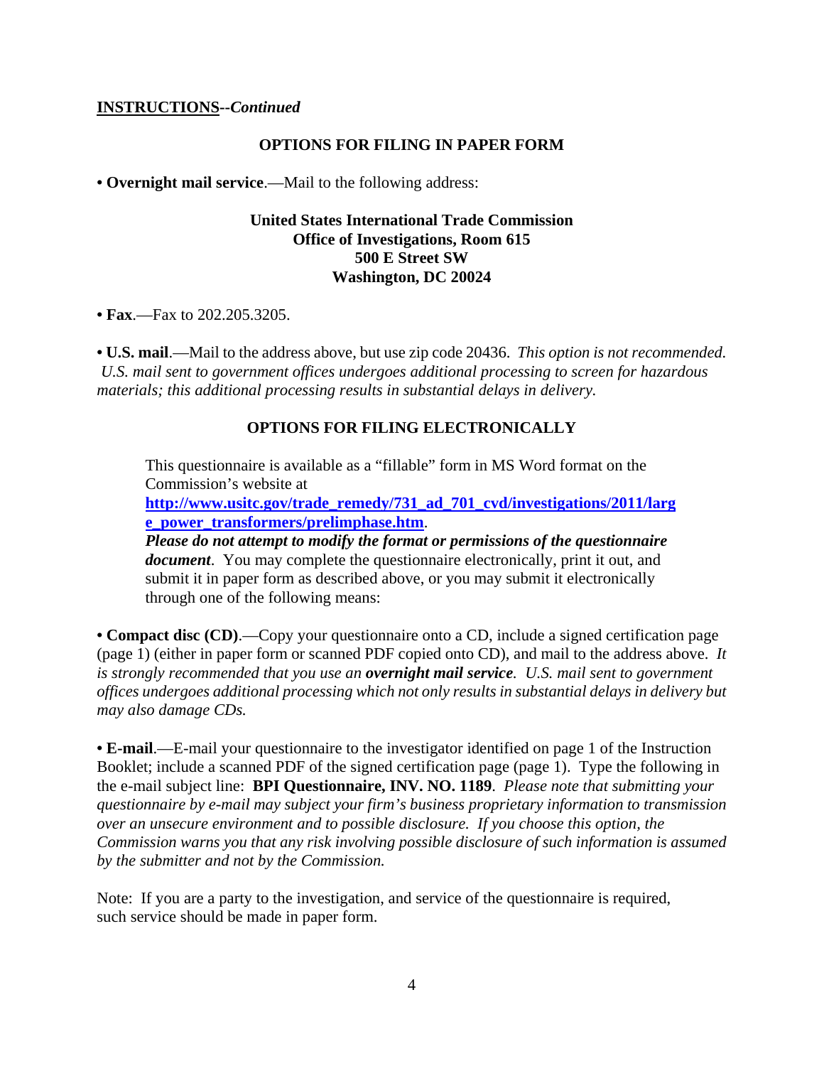**INSTRUCTIONS--*Continued***

## OPTIONS FOR FILING IN PAPER FORM

• **Overnight mail service**.—Mail to the following address:

**United States International Trade Commission**
**Office of Investigations, Room 615**
**500 E Street SW**
**Washington, DC 20024**

• **Fax**.—Fax to 202.205.3205.

• **U.S. mail**.—Mail to the address above, but use zip code 20436. *This option is not recommended. U.S. mail sent to government offices undergoes additional processing to screen for hazardous materials; this additional processing results in substantial delays in delivery.*

## OPTIONS FOR FILING ELECTRONICALLY

This questionnaire is available as a "fillable" form in MS Word format on the Commission's website at **http://www.usitc.gov/trade_remedy/731_ad_701_cvd/investigations/2011/large_power_transformers/prelimphase.htm**. ***Please do not attempt to modify the format or permissions of the questionnaire document***. You may complete the questionnaire electronically, print it out, and submit it in paper form as described above, or you may submit it electronically through one of the following means:

• **Compact disc (CD)**.—Copy your questionnaire onto a CD, include a signed certification page (page 1) (either in paper form or scanned PDF copied onto CD), and mail to the address above. *It is strongly recommended that you use an* ***overnight mail service****. U.S. mail sent to government offices undergoes additional processing which not only results in substantial delays in delivery but may also damage CDs.*

• **E-mail**.—E-mail your questionnaire to the investigator identified on page 1 of the Instruction Booklet; include a scanned PDF of the signed certification page (page 1). Type the following in the e-mail subject line: **BPI Questionnaire, INV. NO. 1189**. *Please note that submitting your questionnaire by e-mail may subject your firm's business proprietary information to transmission over an unsecure environment and to possible disclosure. If you choose this option, the Commission warns you that any risk involving possible disclosure of such information is assumed by the submitter and not by the Commission.*

Note: If you are a party to the investigation, and service of the questionnaire is required, such service should be made in paper form.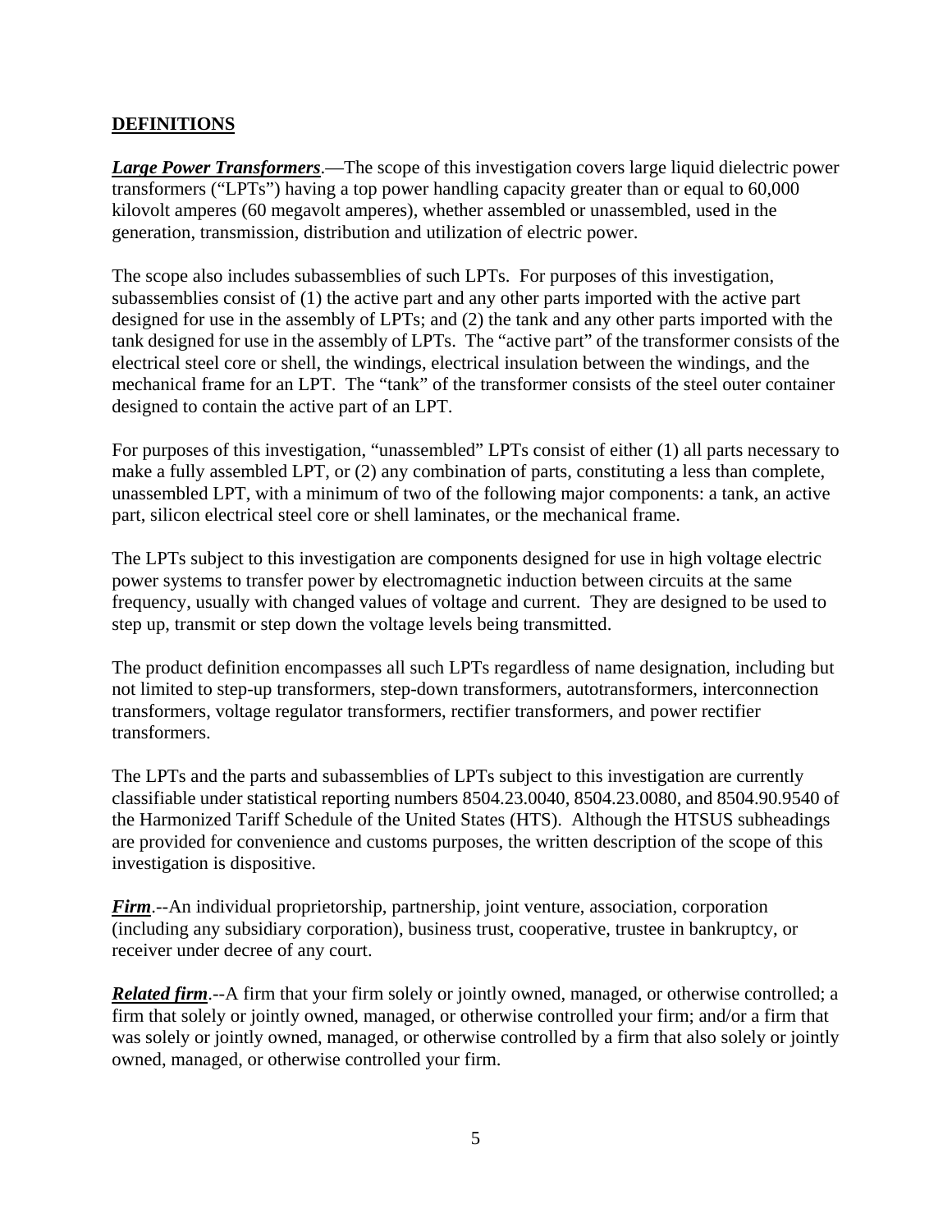**DEFINITIONS**

***Large Power Transformers***.—The scope of this investigation covers large liquid dielectric power transformers ("LPTs") having a top power handling capacity greater than or equal to 60,000 kilovolt amperes (60 megavolt amperes), whether assembled or unassembled, used in the generation, transmission, distribution and utilization of electric power.

The scope also includes subassemblies of such LPTs. For purposes of this investigation, subassemblies consist of (1) the active part and any other parts imported with the active part designed for use in the assembly of LPTs; and (2) the tank and any other parts imported with the tank designed for use in the assembly of LPTs. The "active part" of the transformer consists of the electrical steel core or shell, the windings, electrical insulation between the windings, and the mechanical frame for an LPT. The "tank" of the transformer consists of the steel outer container designed to contain the active part of an LPT.

For purposes of this investigation, "unassembled" LPTs consist of either (1) all parts necessary to make a fully assembled LPT, or (2) any combination of parts, constituting a less than complete, unassembled LPT, with a minimum of two of the following major components: a tank, an active part, silicon electrical steel core or shell laminates, or the mechanical frame.

The LPTs subject to this investigation are components designed for use in high voltage electric power systems to transfer power by electromagnetic induction between circuits at the same frequency, usually with changed values of voltage and current. They are designed to be used to step up, transmit or step down the voltage levels being transmitted.

The product definition encompasses all such LPTs regardless of name designation, including but not limited to step-up transformers, step-down transformers, autotransformers, interconnection transformers, voltage regulator transformers, rectifier transformers, and power rectifier transformers.

The LPTs and the parts and subassemblies of LPTs subject to this investigation are currently classifiable under statistical reporting numbers 8504.23.0040, 8504.23.0080, and 8504.90.9540 of the Harmonized Tariff Schedule of the United States (HTS). Although the HTSUS subheadings are provided for convenience and customs purposes, the written description of the scope of this investigation is dispositive.

***Firm***.--An individual proprietorship, partnership, joint venture, association, corporation (including any subsidiary corporation), business trust, cooperative, trustee in bankruptcy, or receiver under decree of any court.

***Related firm***.--A firm that your firm solely or jointly owned, managed, or otherwise controlled; a firm that solely or jointly owned, managed, or otherwise controlled your firm; and/or a firm that was solely or jointly owned, managed, or otherwise controlled by a firm that also solely or jointly owned, managed, or otherwise controlled your firm.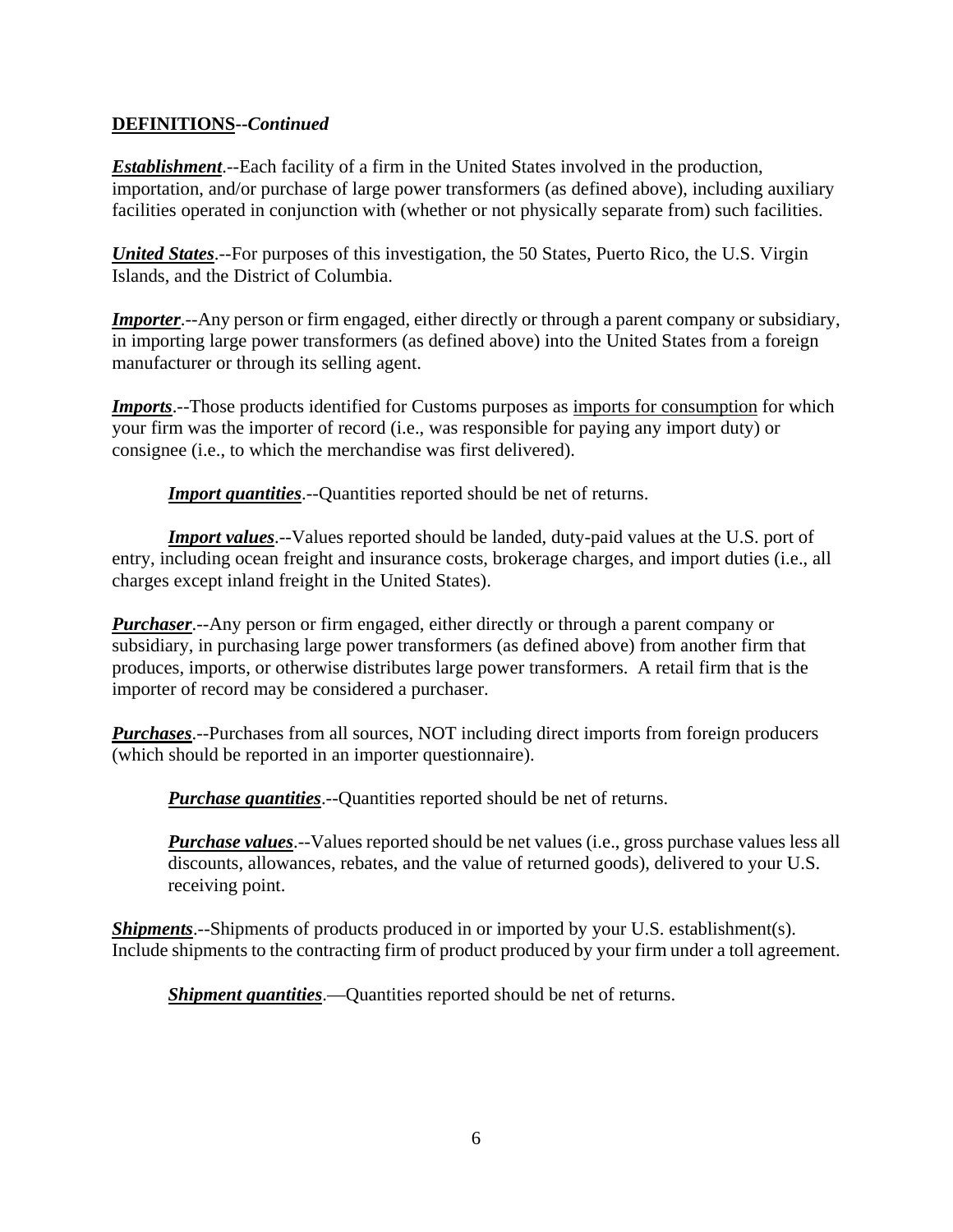**DEFINITIONS--*Continued***

***Establishment***.--Each facility of a firm in the United States involved in the production, importation, and/or purchase of large power transformers (as defined above), including auxiliary facilities operated in conjunction with (whether or not physically separate from) such facilities.

***United States***.--For purposes of this investigation, the 50 States, Puerto Rico, the U.S. Virgin Islands, and the District of Columbia.

***Importer***.--Any person or firm engaged, either directly or through a parent company or subsidiary, in importing large power transformers (as defined above) into the United States from a foreign manufacturer or through its selling agent.

***Imports***.--Those products identified for Customs purposes as imports for consumption for which your firm was the importer of record (i.e., was responsible for paying any import duty) or consignee (i.e., to which the merchandise was first delivered).

> ***Import quantities***.--Quantities reported should be net of returns.

> ***Import values***.--Values reported should be landed, duty-paid values at the U.S. port of entry, including ocean freight and insurance costs, brokerage charges, and import duties (i.e., all charges except inland freight in the United States).

***Purchaser***.--Any person or firm engaged, either directly or through a parent company or subsidiary, in purchasing large power transformers (as defined above) from another firm that produces, imports, or otherwise distributes large power transformers. A retail firm that is the importer of record may be considered a purchaser.

***Purchases***.--Purchases from all sources, NOT including direct imports from foreign producers (which should be reported in an importer questionnaire).

> ***Purchase quantities***.--Quantities reported should be net of returns.

> ***Purchase values***.--Values reported should be net values (i.e., gross purchase values less all discounts, allowances, rebates, and the value of returned goods), delivered to your U.S. receiving point.

***Shipments***.--Shipments of products produced in or imported by your U.S. establishment(s). Include shipments to the contracting firm of product produced by your firm under a toll agreement.

> ***Shipment quantities***.—Quantities reported should be net of returns.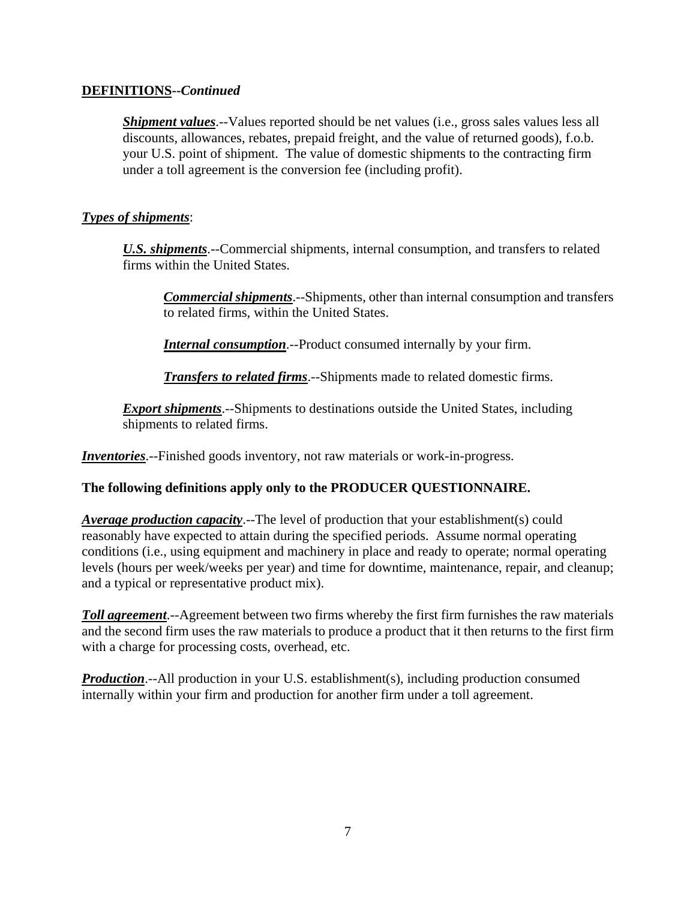**DEFINITIONS--*Continued***

> ***Shipment values***.--Values reported should be net values (i.e., gross sales values less all discounts, allowances, rebates, prepaid freight, and the value of returned goods), f.o.b. your U.S. point of shipment. The value of domestic shipments to the contracting firm under a toll agreement is the conversion fee (including profit).

***Types of shipments***:

> ***U.S. shipments***.--Commercial shipments, internal consumption, and transfers to related firms within the United States.
>
> > ***Commercial shipments***.--Shipments, other than internal consumption and transfers to related firms, within the United States.
> >
> > ***Internal consumption***.--Product consumed internally by your firm.
> >
> > ***Transfers to related firms***.--Shipments made to related domestic firms.
>
> ***Export shipments***.--Shipments to destinations outside the United States, including shipments to related firms.

***Inventories***.--Finished goods inventory, not raw materials or work-in-progress.

**The following definitions apply only to the PRODUCER QUESTIONNAIRE.**

***Average production capacity***.--The level of production that your establishment(s) could reasonably have expected to attain during the specified periods. Assume normal operating conditions (i.e., using equipment and machinery in place and ready to operate; normal operating levels (hours per week/weeks per year) and time for downtime, maintenance, repair, and cleanup; and a typical or representative product mix).

***Toll agreement***.--Agreement between two firms whereby the first firm furnishes the raw materials and the second firm uses the raw materials to produce a product that it then returns to the first firm with a charge for processing costs, overhead, etc.

***Production***.--All production in your U.S. establishment(s), including production consumed internally within your firm and production for another firm under a toll agreement.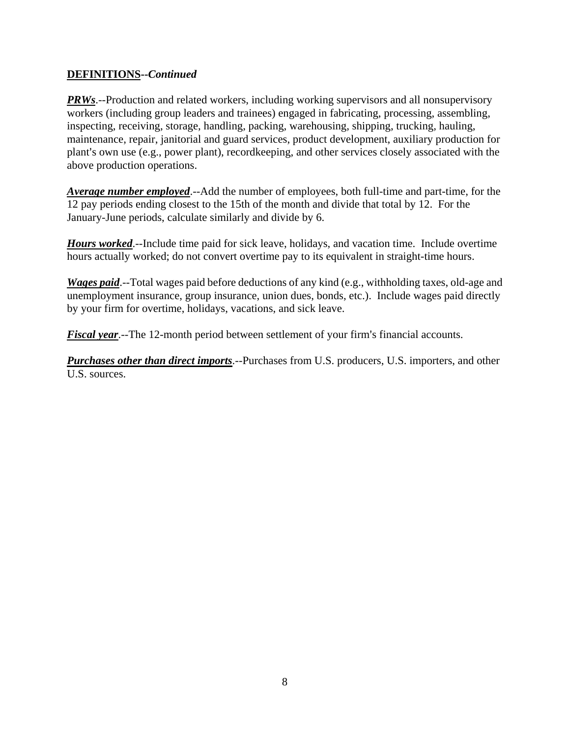**DEFINITIONS--*Continued***

***PRWs***.--Production and related workers, including working supervisors and all nonsupervisory workers (including group leaders and trainees) engaged in fabricating, processing, assembling, inspecting, receiving, storage, handling, packing, warehousing, shipping, trucking, hauling, maintenance, repair, janitorial and guard services, product development, auxiliary production for plant's own use (e.g., power plant), recordkeeping, and other services closely associated with the above production operations.

***Average number employed***.--Add the number of employees, both full-time and part-time, for the 12 pay periods ending closest to the 15th of the month and divide that total by 12. For the January-June periods, calculate similarly and divide by 6.

***Hours worked***.--Include time paid for sick leave, holidays, and vacation time. Include overtime hours actually worked; do not convert overtime pay to its equivalent in straight-time hours.

***Wages paid***.--Total wages paid before deductions of any kind (e.g., withholding taxes, old-age and unemployment insurance, group insurance, union dues, bonds, etc.). Include wages paid directly by your firm for overtime, holidays, vacations, and sick leave.

***Fiscal year***.--The 12-month period between settlement of your firm's financial accounts.

***Purchases other than direct imports***.--Purchases from U.S. producers, U.S. importers, and other U.S. sources.